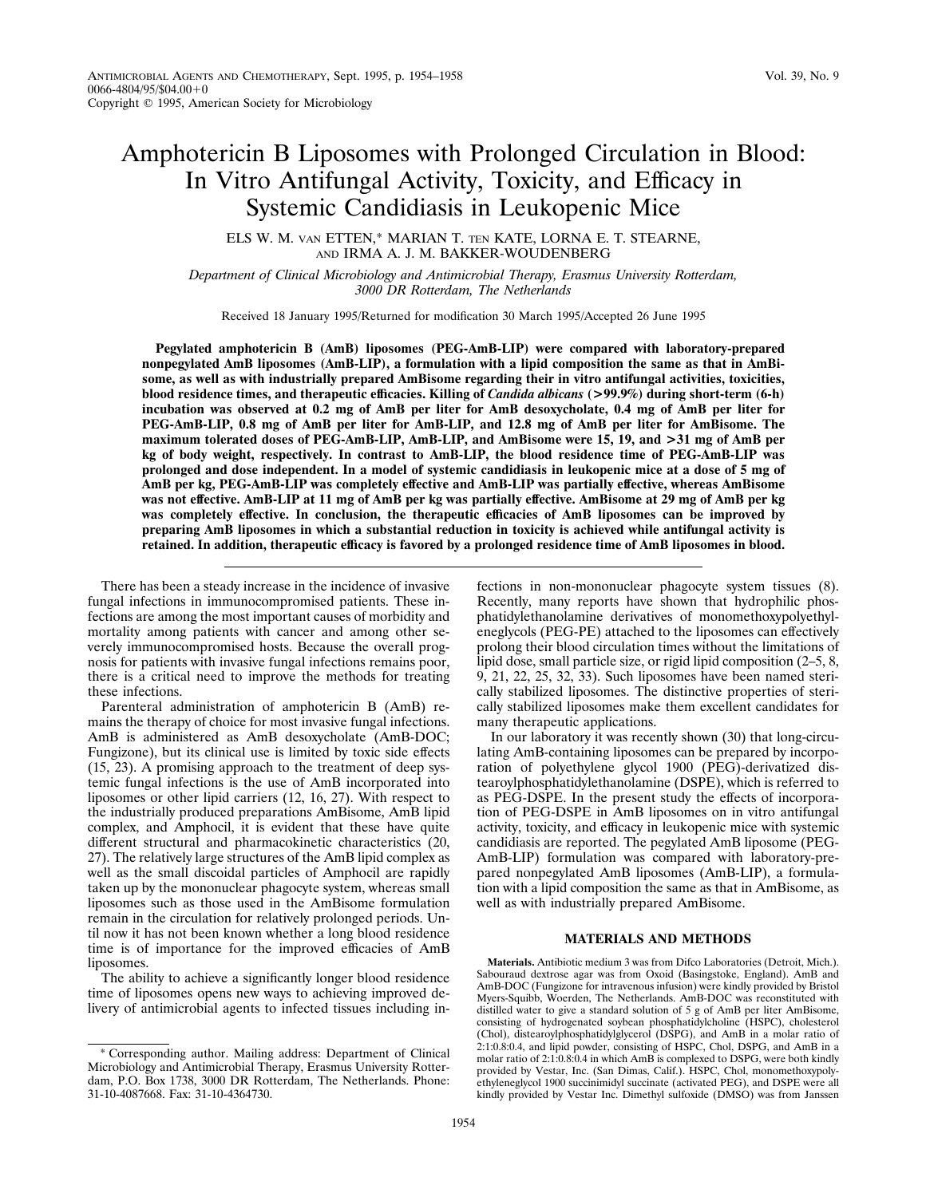# Amphotericin B Liposomes with Prolonged Circulation in Blood: In Vitro Antifungal Activity, Toxicity, and Efficacy in Systemic Candidiasis in Leukopenic Mice

ELS W. M. VAN ETTEN,* MARIAN T. TEN KATE, LORNA E. T. STEARNE, AND IRMA A. J. M. BAKKER-WOUDENBERG

*Department of Clinical Microbiology and Antimicrobial Therapy, Erasmus University Rotterdam, 3000 DR Rotterdam, The Netherlands*

Received 18 January 1995/Returned for modification 30 March 1995/Accepted 26 June 1995

**Pegylated amphotericin B (AmB) liposomes (PEG-AmB-LIP) were compared with laboratory-prepared nonpegylated AmB liposomes (AmB-LIP), a formulation with a lipid composition the same as that in AmBisome, as well as with industrially prepared AmBisome regarding their in vitro antifungal activities, toxicities, blood residence times, and therapeutic efficacies. Killing of *Candida albicans* (>99.9%) during short-term (6-h) incubation was observed at 0.2 mg of AmB per liter for AmB desoxycholate, 0.4 mg of AmB per liter for PEG-AmB-LIP, 0.8 mg of AmB per liter for AmB-LIP, and 12.8 mg of AmB per liter for AmBisome. The maximum tolerated doses of PEG-AmB-LIP, AmB-LIP, and AmBisome were 15, 19, and >31 mg of AmB per kg of body weight, respectively. In contrast to AmB-LIP, the blood residence time of PEG-AmB-LIP was prolonged and dose independent. In a model of systemic candidiasis in leukopenic mice at a dose of 5 mg of AmB per kg, PEG-AmB-LIP was completely effective and AmB-LIP was partially effective, whereas AmBisome was not effective. AmB-LIP at 11 mg of AmB per kg was partially effective. AmBisome at 29 mg of AmB per kg was completely effective. In conclusion, the therapeutic efficacies of AmB liposomes can be improved by preparing AmB liposomes in which a substantial reduction in toxicity is achieved while antifungal activity is retained. In addition, therapeutic efficacy is favored by a prolonged residence time of AmB liposomes in blood.**

There has been a steady increase in the incidence of invasive fungal infections in immunocompromised patients. These infections are among the most important causes of morbidity and mortality among patients with cancer and among other severely immunocompromised hosts. Because the overall prognosis for patients with invasive fungal infections remains poor, there is a critical need to improve the methods for treating these infections.

Parenteral administration of amphotericin B (AmB) remains the therapy of choice for most invasive fungal infections. AmB is administered as AmB desoxycholate (AmB-DOC; Fungizone), but its clinical use is limited by toxic side effects (15, 23). A promising approach to the treatment of deep systemic fungal infections is the use of AmB incorporated into liposomes or other lipid carriers (12, 16, 27). With respect to the industrially produced preparations AmBisome, AmB lipid complex, and Amphocil, it is evident that these have quite different structural and pharmacokinetic characteristics (20, 27). The relatively large structures of the AmB lipid complex as well as the small discoidal particles of Amphocil are rapidly taken up by the mononuclear phagocyte system, whereas small liposomes such as those used in the AmBisome formulation remain in the circulation for relatively prolonged periods. Until now it has not been known whether a long blood residence time is of importance for the improved efficacies of AmB liposomes.

The ability to achieve a significantly longer blood residence time of liposomes opens new ways to achieving improved delivery of antimicrobial agents to infected tissues including infections in non-mononuclear phagocyte system tissues (8). Recently, many reports have shown that hydrophilic phosphatidylethanolamine derivatives of monomethoxypolyethyleneglycols (PEG-PE) attached to the liposomes can effectively prolong their blood circulation times without the limitations of lipid dose, small particle size, or rigid lipid composition (2–5, 8, 9, 21, 22, 25, 32, 33). Such liposomes have been named sterically stabilized liposomes. The distinctive properties of sterically stabilized liposomes make them excellent candidates for many therapeutic applications.

In our laboratory it was recently shown (30) that long-circulating AmB-containing liposomes can be prepared by incorporation of polyethylene glycol 1900 (PEG)-derivatized distearoylphosphatidylethanolamine (DSPE), which is referred to as PEG-DSPE. In the present study the effects of incorporation of PEG-DSPE in AmB liposomes on in vitro antifungal activity, toxicity, and efficacy in leukopenic mice with systemic candidiasis are reported. The pegylated AmB liposome (PEG-AmB-LIP) formulation was compared with laboratory-prepared nonpegylated AmB liposomes (AmB-LIP), a formulation with a lipid composition the same as that in AmBisome, as well as with industrially prepared AmBisome.

## MATERIALS AND METHODS

**Materials.** Antibiotic medium 3 was from Difco Laboratories (Detroit, Mich.). Sabouraud dextrose agar was from Oxoid (Basingstoke, England). AmB and AmB-DOC (Fungizone for intravenous infusion) were kindly provided by Bristol Myers-Squibb, Woerden, The Netherlands. AmB-DOC was reconstituted with distilled water to give a standard solution of 5 g of AmB per liter AmBisome, consisting of hydrogenated soybean phosphatidylcholine (HSPC), cholesterol (Chol), distearoylphosphatidylglycerol (DSPG), and AmB in a molar ratio of 2:1:0.8:0.4, and lipid powder, consisting of HSPC, Chol, DSPG, and AmB in a molar ratio of 2:1:0.8:0.4 in which AmB is complexed to DSPG, were both kindly provided by Vestar, Inc. (San Dimas, Calif.). HSPC, Chol, monomethoxypolyethyleneglycol 1900 succinimidyl succinate (activated PEG), and DSPE were all kindly provided by Vestar Inc. Dimethyl sulfoxide (DMSO) was from Janssen

\* Corresponding author. Mailing address: Department of Clinical Microbiology and Antimicrobial Therapy, Erasmus University Rotterdam, P.O. Box 1738, 3000 DR Rotterdam, The Netherlands. Phone: 31-10-4087668. Fax: 31-10-4364730.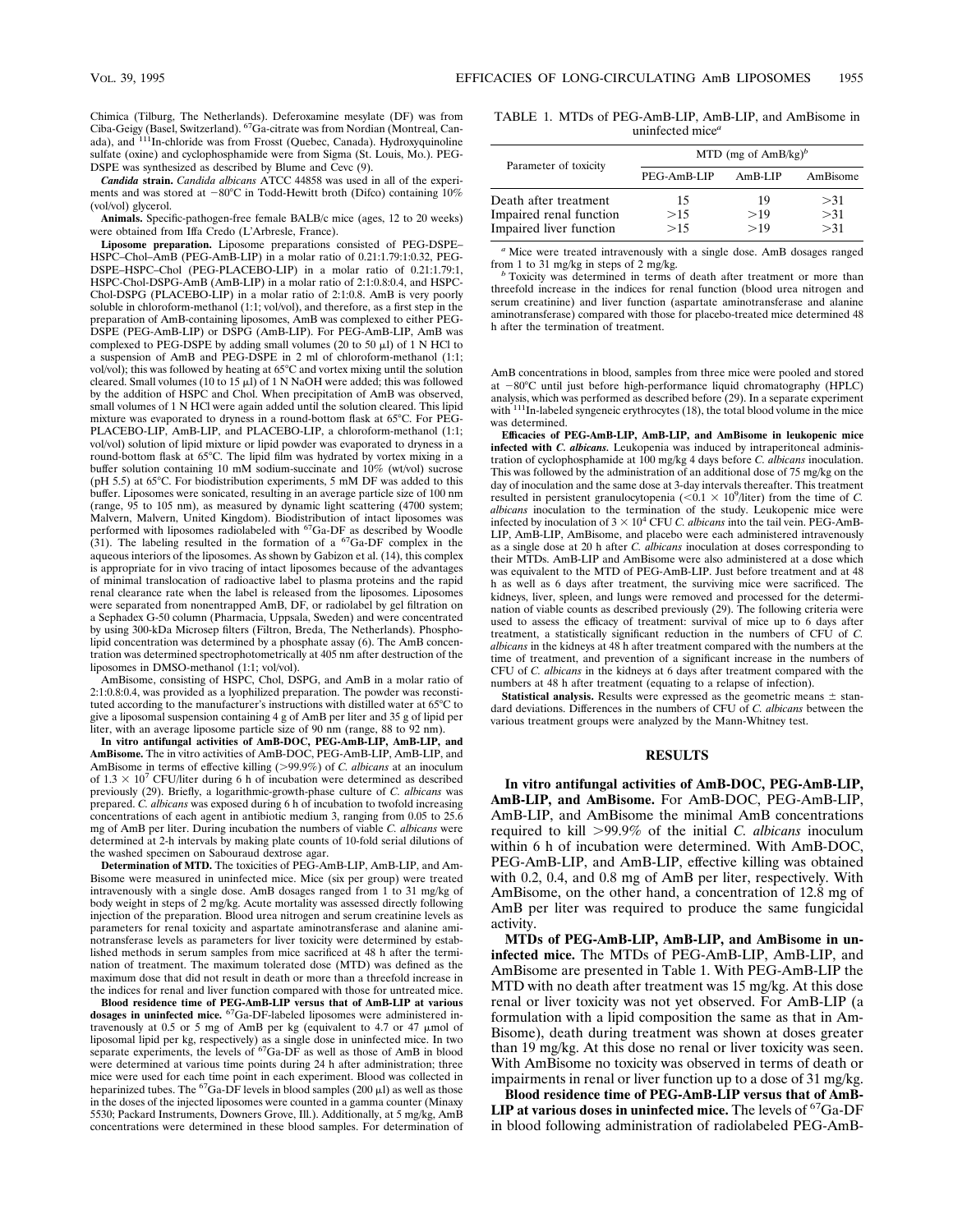Chimica (Tilburg, The Netherlands). Deferoxamine mesylate (DF) was from Ciba-Geigy (Basel, Switzerland). $^{67}$Ga-citrate was from Nordian (Montreal, Canada), and $^{111}$In-chloride was from Frosst (Quebec, Canada). Hydroxyquinoline sulfate (oxine) and cyclophosphamide were from Sigma (St. Louis, Mo.). PEG-DSPE was synthesized as described by Blume and Cevc (9).

***Candida* strain.** *Candida albicans* ATCC 44858 was used in all of the experiments and was stored at −80°C in Todd-Hewitt broth (Difco) containing 10% (vol/vol) glycerol.

**Animals.** Specific-pathogen-free female BALB/c mice (ages, 12 to 20 weeks) were obtained from Iffa Credo (L'Arbresle, France).

**Liposome preparation.** Liposome preparations consisted of PEG-DSPE–HSPC–Chol–AmB (PEG-AmB-LIP) in a molar ratio of 0.21:1.79:1:0.32, PEG-DSPE–HSPC–Chol (PEG-PLACEBO-LIP) in a molar ratio of 0.21:1.79:1, HSPC-Chol-DSPG-AmB (AmB-LIP) in a molar ratio of 2:1:0.8:0.4, and HSPC-Chol-DSPG (PLACEBO-LIP) in a molar ratio of 2:1:0.8. AmB is very poorly soluble in chloroform-methanol (1:1; vol/vol), and therefore, as a first step in the preparation of AmB-containing liposomes, AmB was complexed to either PEG-DSPE (PEG-AmB-LIP) or DSPG (AmB-LIP). For PEG-AmB-LIP, AmB was complexed to PEG-DSPE by adding small volumes (20 to 50 μl) of 1 N HCl to a suspension of AmB and PEG-DSPE in 2 ml of chloroform-methanol (1:1; vol/vol); this was followed by heating at 65°C and vortex mixing until the solution cleared. Small volumes (10 to 15 μl) of 1 N NaOH were added; this was followed by the addition of HSPC and Chol. When precipitation of AmB was observed, small volumes of 1 N HCl were again added until the solution cleared. This lipid mixture was evaporated to dryness in a round-bottom flask at 65°C. For PEG-PLACEBO-LIP, AmB-LIP, and PLACEBO-LIP, a chloroform-methanol (1:1; vol/vol) solution of lipid mixture or lipid powder was evaporated to dryness in a round-bottom flask at 65°C. The lipid film was hydrated by vortex mixing in a buffer solution containing 10 mM sodium-succinate and 10% (wt/vol) sucrose (pH 5.5) at 65°C. For biodistribution experiments, 5 mM DF was added to this buffer. Liposomes were sonicated, resulting in an average particle size of 100 nm (range, 95 to 105 nm), as measured by dynamic light scattering (4700 system; Malvern, Malvern, United Kingdom). Biodistribution of intact liposomes was performed with liposomes radiolabeled with $^{67}$Ga-DF as described by Woodle (31). The labeling resulted in the formation of a $^{67}$Ga-DF complex in the aqueous interiors of the liposomes. As shown by Gabizon et al. (14), this complex is appropriate for in vivo tracing of intact liposomes because of the advantages of minimal translocation of radioactive label to plasma proteins and the rapid renal clearance rate when the label is released from the liposomes. Liposomes were separated from nonentrapped AmB, DF, or radiolabel by gel filtration on a Sephadex G-50 column (Pharmacia, Uppsala, Sweden) and were concentrated by using 300-kDa Microsep filters (Filtron, Breda, The Netherlands). Phospholipid concentration was determined by a phosphate assay (6). The AmB concentration was determined spectrophotometrically at 405 nm after destruction of the liposomes in DMSO-methanol (1:1; vol/vol).

AmBisome, consisting of HSPC, Chol, DSPG, and AmB in a molar ratio of 2:1:0.8:0.4, was provided as a lyophilized preparation. The powder was reconstituted according to the manufacturer's instructions with distilled water at 65°C to give a liposomal suspension containing 4 g of AmB per liter and 35 g of lipid per liter, with an average liposome particle size of 90 nm (range, 88 to 92 nm).

**In vitro antifungal activities of AmB-DOC, PEG-AmB-LIP, AmB-LIP, and AmBisome.** The in vitro activities of AmB-DOC, PEG-AmB-LIP, AmB-LIP, and AmBisome in terms of effective killing (>99.9%) of *C. albicans* at an inoculum of $1.3 \times 10^7$ CFU/liter during 6 h of incubation were determined as described previously (29). Briefly, a logarithmic-growth-phase culture of *C. albicans* was prepared. *C. albicans* was exposed during 6 h of incubation to twofold increasing concentrations of each agent in antibiotic medium 3, ranging from 0.05 to 25.6 mg of AmB per liter. During incubation the numbers of viable *C. albicans* were determined at 2-h intervals by making plate counts of 10-fold serial dilutions of the washed specimen on Sabouraud dextrose agar.

**Determination of MTD.** The toxicities of PEG-AmB-LIP, AmB-LIP, and AmBisome were measured in uninfected mice. Mice (six per group) were treated intravenously with a single dose. AmB dosages ranged from 1 to 31 mg/kg of body weight in steps of 2 mg/kg. Acute mortality was assessed directly following injection of the preparation. Blood urea nitrogen and serum creatinine levels as parameters for renal toxicity and aspartate aminotransferase and alanine aminotransferase levels as parameters for liver toxicity were determined by established methods in serum samples from mice sacrificed at 48 h after the termination of treatment. The maximum tolerated dose (MTD) was defined as the maximum dose that did not result in death or more than a threefold increase in the indices for renal and liver function compared with those for untreated mice.

**Blood residence time of PEG-AmB-LIP versus that of AmB-LIP at various dosages in uninfected mice.** $^{67}$Ga-DF-labeled liposomes were administered intravenously at 0.5 or 5 mg of AmB per kg (equivalent to 4.7 or 47 μmol of liposomal lipid per kg, respectively) as a single dose in uninfected mice. In two separate experiments, the levels of $^{67}$Ga-DF as well as those of AmB in blood were determined at various time points during 24 h after administration; three mice were used for each time point in each experiment. Blood was collected in heparinized tubes. The $^{67}$Ga-DF levels in blood samples (200 μl) as well as those in the doses of the injected liposomes were counted in a gamma counter (Minaxy 5530; Packard Instruments, Downers Grove, Ill.). Additionally, at 5 mg/kg, AmB concentrations were determined in these blood samples. For determination of AmB concentrations in blood, samples from three mice were pooled and stored at −80°C until just before high-performance liquid chromatography (HPLC) analysis, which was performed as described before (29). In a separate experiment with $^{111}$In-labeled syngeneic erythrocytes (18), the total blood volume in the mice was determined.

**Efficacies of PEG-AmB-LIP, AmB-LIP, and AmBisome in leukopenic mice infected with *C. albicans*.** Leukopenia was induced by intraperitoneal administration of cyclophosphamide at 100 mg/kg 4 days before *C. albicans* inoculation. This was followed by the administration of an additional dose of 75 mg/kg on the day of inoculation and the same dose at 3-day intervals thereafter. This treatment resulted in persistent granulocytopenia ($<0.1 \times 10^9$/liter) from the time of *C. albicans* inoculation to the termination of the study. Leukopenic mice were infected by inoculation of $3 \times 10^4$ CFU *C. albicans* into the tail vein. PEG-AmB-LIP, AmB-LIP, AmBisome, and placebo were each administered intravenously as a single dose at 20 h after *C. albicans* inoculation at doses corresponding to their MTDs. AmB-LIP and AmBisome were also administered at a dose which was equivalent to the MTD of PEG-AmB-LIP. Just before treatment and at 48 h as well as 6 days after treatment, the surviving mice were sacrificed. The kidneys, liver, spleen, and lungs were removed and processed for the determination of viable counts as described previously (29). The following criteria were used to assess the efficacy of treatment: survival of mice up to 6 days after treatment, a statistically significant reduction in the numbers of CFU of *C. albicans* in the kidneys at 48 h after treatment compared with the numbers at the time of treatment, and prevention of a significant increase in the numbers of CFU of *C. albicans* in the kidneys at 6 days after treatment compared with the numbers at 48 h after treatment (equating to a relapse of infection).

**Statistical analysis.** Results were expressed as the geometric means ± standard deviations. Differences in the numbers of CFU of *C. albicans* between the various treatment groups were analyzed by the Mann-Whitney test.

TABLE 1. MTDs of PEG-AmB-LIP, AmB-LIP, and AmBisome in uninfected mice[a]

| Parameter of toxicity | MTD (mg of AmB/kg)[b] | | |
|---|---|---|---|
| | PEG-AmB-LIP | AmB-LIP | AmBisome |
| Death after treatment | 15 | 19 | >31 |
| Impaired renal function | >15 | >19 | >31 |
| Impaired liver function | >15 | >19 | >31 |

[a] Mice were treated intravenously with a single dose. AmB dosages ranged from 1 to 31 mg/kg in steps of 2 mg/kg.

[b] Toxicity was determined in terms of death after treatment or more than threefold increase in the indices for renal function (blood urea nitrogen and serum creatinine) and liver function (aspartate aminotransferase and alanine aminotransferase) compared with those for placebo-treated mice determined 48 h after the termination of treatment.

## RESULTS

**In vitro antifungal activities of AmB-DOC, PEG-AmB-LIP, AmB-LIP, and AmBisome.** For AmB-DOC, PEG-AmB-LIP, AmB-LIP, and AmBisome the minimal AmB concentrations required to kill >99.9% of the initial *C. albicans* inoculum within 6 h of incubation were determined. With AmB-DOC, PEG-AmB-LIP, and AmB-LIP, effective killing was obtained with 0.2, 0.4, and 0.8 mg of AmB per liter, respectively. With AmBisome, on the other hand, a concentration of 12.8 mg of AmB per liter was required to produce the same fungicidal activity.

**MTDs of PEG-AmB-LIP, AmB-LIP, and AmBisome in uninfected mice.** The MTDs of PEG-AmB-LIP, AmB-LIP, and AmBisome are presented in Table 1. With PEG-AmB-LIP the MTD with no death after treatment was 15 mg/kg. At this dose renal or liver toxicity was not yet observed. For AmB-LIP (a formulation with a lipid composition the same as that in AmBisome), death during treatment was shown at doses greater than 19 mg/kg. At this dose no renal or liver toxicity was seen. With AmBisome no toxicity was observed in terms of death or impairments in renal or liver function up to a dose of 31 mg/kg.

**Blood residence time of PEG-AmB-LIP versus that of AmB-LIP at various doses in uninfected mice.** The levels of $^{67}$Ga-DF in blood following administration of radiolabeled PEG-AmB-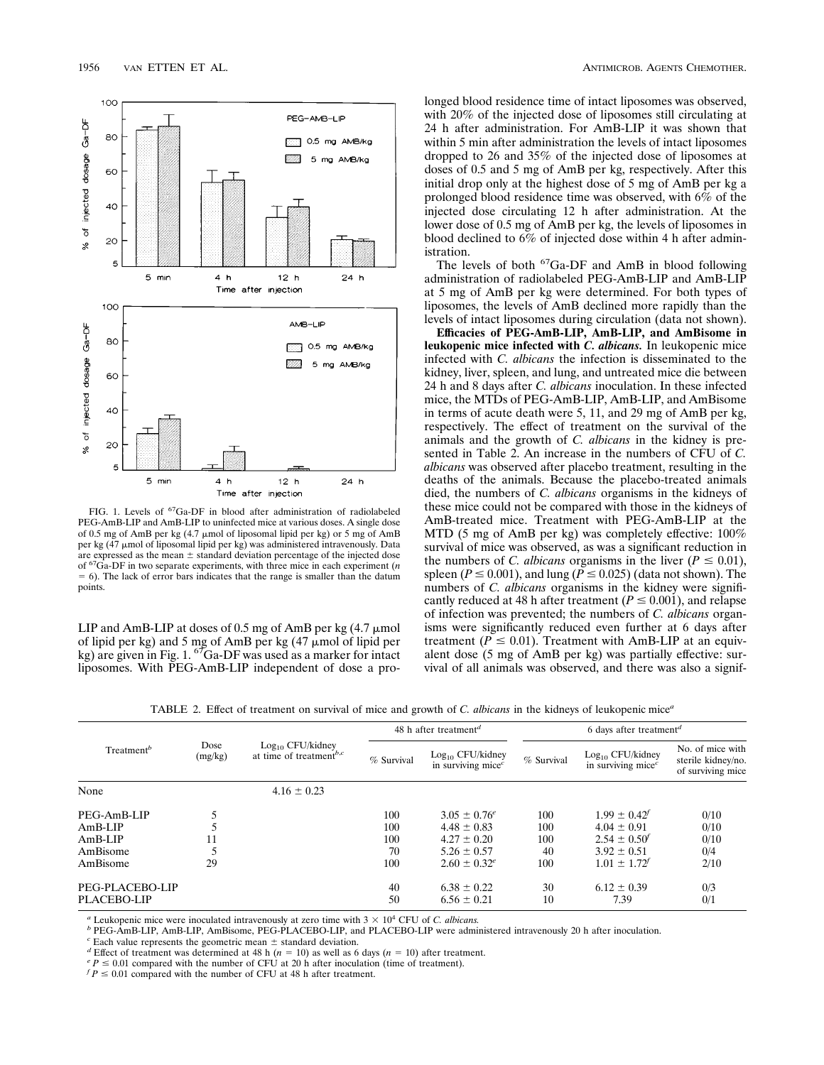FIG. 1. Levels of $^{67}$Ga-DF in blood after administration of radiolabeled PEG-AmB-LIP and AmB-LIP to uninfected mice at various doses. A single dose of 0.5 mg of AmB per kg (4.7 μmol of liposomal lipid per kg) or 5 mg of AmB per kg (47 μmol of liposomal lipid per kg) was administered intravenously. Data are expressed as the mean ± standard deviation percentage of the injected dose of $^{67}$Ga-DF in two separate experiments, with three mice in each experiment ($n = 6$). The lack of error bars indicates that the range is smaller than the datum points.

LIP and AmB-LIP at doses of 0.5 mg of AmB per kg (4.7 μmol of lipid per kg) and 5 mg of AmB per kg (47 μmol of lipid per kg) are given in Fig. 1. $^{67}$Ga-DF was used as a marker for intact liposomes. With PEG-AmB-LIP independent of dose a prolonged blood residence time of intact liposomes was observed, with 20% of the injected dose of liposomes still circulating at 24 h after administration. For AmB-LIP it was shown that within 5 min after administration the levels of intact liposomes dropped to 26 and 35% of the injected dose of liposomes at doses of 0.5 and 5 mg of AmB per kg, respectively. After this initial drop only at the highest dose of 5 mg of AmB per kg a prolonged blood residence time was observed, with 6% of the injected dose circulating 12 h after administration. At the lower dose of 0.5 mg of AmB per kg, the levels of liposomes in blood declined to 6% of injected dose within 4 h after administration.

The levels of both $^{67}$Ga-DF and AmB in blood following administration of radiolabeled PEG-AmB-LIP and AmB-LIP at 5 mg of AmB per kg were determined. For both types of liposomes, the levels of AmB declined more rapidly than the levels of intact liposomes during circulation (data not shown).

**Efficacies of PEG-AmB-LIP, AmB-LIP, and AmBisome in leukopenic mice infected with *C. albicans*.** In leukopenic mice infected with *C. albicans* the infection is disseminated to the kidney, liver, spleen, and lung, and untreated mice die between 24 h and 8 days after *C. albicans* inoculation. In these infected mice, the MTDs of PEG-AmB-LIP, AmB-LIP, and AmBisome in terms of acute death were 5, 11, and 29 mg of AmB per kg, respectively. The effect of treatment on the survival of the animals and the growth of *C. albicans* in the kidney is presented in Table 2. An increase in the numbers of CFU of *C. albicans* was observed after placebo treatment, resulting in the deaths of the animals. Because the placebo-treated animals died, the numbers of *C. albicans* organisms in the kidneys of these mice could not be compared with those in the kidneys of AmB-treated mice. Treatment with PEG-AmB-LIP at the MTD (5 mg of AmB per kg) was completely effective: 100% survival of mice was observed, as was a significant reduction in the numbers of *C. albicans* organisms in the liver ($P \leq 0.01$), spleen ($P \leq 0.001$), and lung ($P \leq 0.025$) (data not shown). The numbers of *C. albicans* organisms in the kidney were significantly reduced at 48 h after treatment ($P \leq 0.001$), and relapse of infection was prevented; the numbers of *C. albicans* organisms were significantly reduced even further at 6 days after treatment ($P \leq 0.01$). Treatment with AmB-LIP at an equivalent dose (5 mg of AmB per kg) was partially effective: survival of all animals was observed, and there was also a signif-

TABLE 2. Effect of treatment on survival of mice and growth of *C. albicans* in the kidneys of leukopenic mice[a]

| Treatment[b] | Dose (mg/kg) | $\text{Log}_{10}$ CFU/kidney at time of treatment[b,c] | 48 h after treatment[d] | | 6 days after treatment[d] | | |
|---|---|---|---|---|---|---|---|
| | | | % Survival | $\text{Log}_{10}$ CFU/kidney in surviving mice[c] | % Survival | $\text{Log}_{10}$ CFU/kidney in surviving mice[c] | No. of mice with sterile kidney/no. of surviving mice |
| None | | 4.16 ± 0.23 | | | | | |
| PEG-AmB-LIP | 5 | | 100 | 3.05 ± 0.76[e] | 100 | 1.99 ± 0.42[f] | 0/10 |
| AmB-LIP | 5 | | 100 | 4.48 ± 0.83 | 100 | 4.04 ± 0.91 | 0/10 |
| AmB-LIP | 11 | | 100 | 4.27 ± 0.20 | 100 | 2.54 ± 0.50[f] | 0/10 |
| AmBisome | 5 | | 70 | 5.26 ± 0.57 | 40 | 3.92 ± 0.51 | 0/4 |
| AmBisome | 29 | | 100 | 2.60 ± 0.32[e] | 100 | 1.01 ± 1.72[f] | 2/10 |
| PEG-PLACEBO-LIP | | | 40 | 6.38 ± 0.22 | 30 | 6.12 ± 0.39 | 0/3 |
| PLACEBO-LIP | | | 50 | 6.56 ± 0.21 | 10 | 7.39 | 0/1 |

[a] Leukopenic mice were inoculated intravenously at zero time with $3 \times 10^4$ CFU of *C. albicans*.

[b] PEG-AmB-LIP, AmB-LIP, AmBisome, PEG-PLACEBO-LIP, and PLACEBO-LIP were administered intravenously 20 h after inoculation.

[c] Each value represents the geometric mean ± standard deviation.

[d] Effect of treatment was determined at 48 h ($n = 10$) as well as 6 days ($n = 10$) after treatment.

[e] $P \leq 0.01$ compared with the number of CFU at 20 h after inoculation (time of treatment).

[f] $P \leq 0.01$ compared with the number of CFU at 48 h after treatment.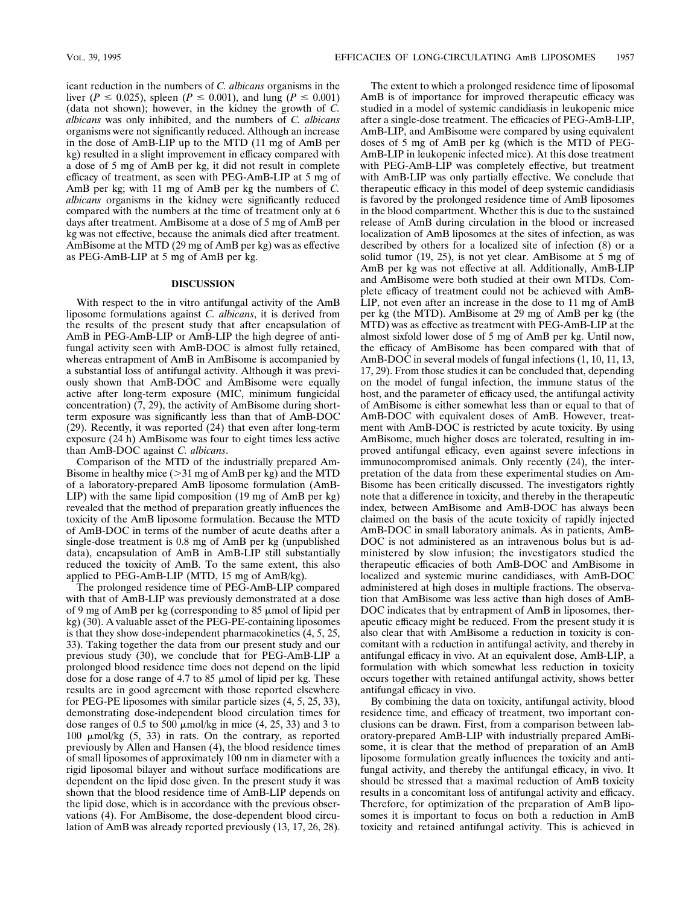icant reduction in the numbers of *C. albicans* organisms in the liver ($P \leq 0.025$), spleen ($P \leq 0.001$), and lung ($P \leq 0.001$) (data not shown); however, in the kidney the growth of *C. albicans* was only inhibited, and the numbers of *C. albicans* organisms were not significantly reduced. Although an increase in the dose of AmB-LIP up to the MTD (11 mg of AmB per kg) resulted in a slight improvement in efficacy compared with a dose of 5 mg of AmB per kg, it did not result in complete efficacy of treatment, as seen with PEG-AmB-LIP at 5 mg of AmB per kg; with 11 mg of AmB per kg the numbers of *C. albicans* organisms in the kidney were significantly reduced compared with the numbers at the time of treatment only at 6 days after treatment. AmBisome at a dose of 5 mg of AmB per kg was not effective, because the animals died after treatment. AmBisome at the MTD (29 mg of AmB per kg) was as effective as PEG-AmB-LIP at 5 mg of AmB per kg.

## DISCUSSION

With respect to the in vitro antifungal activity of the AmB liposome formulations against *C. albicans*, it is derived from the results of the present study that after encapsulation of AmB in PEG-AmB-LIP or AmB-LIP the high degree of antifungal activity seen with AmB-DOC is almost fully retained, whereas entrapment of AmB in AmBisome is accompanied by a substantial loss of antifungal activity. Although it was previously shown that AmB-DOC and AmBisome were equally active after long-term exposure (MIC, minimum fungicidal concentration) (7, 29), the activity of AmBisome during short-term exposure was significantly less than that of AmB-DOC (29). Recently, it was reported (24) that even after long-term exposure (24 h) AmBisome was four to eight times less active than AmB-DOC against *C. albicans*.

Comparison of the MTD of the industrially prepared AmBisome in healthy mice (>31 mg of AmB per kg) and the MTD of a laboratory-prepared AmB liposome formulation (AmB-LIP) with the same lipid composition (19 mg of AmB per kg) revealed that the method of preparation greatly influences the toxicity of the AmB liposome formulation. Because the MTD of AmB-DOC in terms of the number of acute deaths after a single-dose treatment is 0.8 mg of AmB per kg (unpublished data), encapsulation of AmB in AmB-LIP still substantially reduced the toxicity of AmB. To the same extent, this also applied to PEG-AmB-LIP (MTD, 15 mg of AmB/kg).

The prolonged residence time of PEG-AmB-LIP compared with that of AmB-LIP was previously demonstrated at a dose of 9 mg of AmB per kg (corresponding to 85 μmol of lipid per kg) (30). A valuable asset of the PEG-PE-containing liposomes is that they show dose-independent pharmacokinetics (4, 5, 25, 33). Taking together the data from our present study and our previous study (30), we conclude that for PEG-AmB-LIP a prolonged blood residence time does not depend on the lipid dose for a dose range of 4.7 to 85 μmol of lipid per kg. These results are in good agreement with those reported elsewhere for PEG-PE liposomes with similar particle sizes (4, 5, 25, 33), demonstrating dose-independent blood circulation times for dose ranges of 0.5 to 500 μmol/kg in mice (4, 25, 33) and 3 to 100 μmol/kg (5, 33) in rats. On the contrary, as reported previously by Allen and Hansen (4), the blood residence times of small liposomes of approximately 100 nm in diameter with a rigid liposomal bilayer and without surface modifications are dependent on the lipid dose given. In the present study it was shown that the blood residence time of AmB-LIP depends on the lipid dose, which is in accordance with the previous observations (4). For AmBisome, the dose-dependent blood circulation of AmB was already reported previously (13, 17, 26, 28).

The extent to which a prolonged residence time of liposomal AmB is of importance for improved therapeutic efficacy was studied in a model of systemic candidiasis in leukopenic mice after a single-dose treatment. The efficacies of PEG-AmB-LIP, AmB-LIP, and AmBisome were compared by using equivalent doses of 5 mg of AmB per kg (which is the MTD of PEG-AmB-LIP in leukopenic infected mice). At this dose treatment with PEG-AmB-LIP was completely effective, but treatment with AmB-LIP was only partially effective. We conclude that therapeutic efficacy in this model of deep systemic candidiasis is favored by the prolonged residence time of AmB liposomes in the blood compartment. Whether this is due to the sustained release of AmB during circulation in the blood or increased localization of AmB liposomes at the sites of infection, as was described by others for a localized site of infection (8) or a solid tumor (19, 25), is not yet clear. AmBisome at 5 mg of AmB per kg was not effective at all. Additionally, AmB-LIP and AmBisome were both studied at their own MTDs. Complete efficacy of treatment could not be achieved with AmB-LIP, not even after an increase in the dose to 11 mg of AmB per kg (the MTD). AmBisome at 29 mg of AmB per kg (the MTD) was as effective as treatment with PEG-AmB-LIP at the almost sixfold lower dose of 5 mg of AmB per kg. Until now, the efficacy of AmBisome has been compared with that of AmB-DOC in several models of fungal infections (1, 10, 11, 13, 17, 29). From those studies it can be concluded that, depending on the model of fungal infection, the immune status of the host, and the parameter of efficacy used, the antifungal activity of AmBisome is either somewhat less than or equal to that of AmB-DOC with equivalent doses of AmB. However, treatment with AmB-DOC is restricted by acute toxicity. By using AmBisome, much higher doses are tolerated, resulting in improved antifungal efficacy, even against severe infections in immunocompromised animals. Only recently (24), the interpretation of the data from these experimental studies on AmBisome has been critically discussed. The investigators rightly note that a difference in toxicity, and thereby in the therapeutic index, between AmBisome and AmB-DOC has always been claimed on the basis of the acute toxicity of rapidly injected AmB-DOC in small laboratory animals. As in patients, AmB-DOC is not administered as an intravenous bolus but is administered by slow infusion; the investigators studied the therapeutic efficacies of both AmB-DOC and AmBisome in localized and systemic murine candidiases, with AmB-DOC administered at high doses in multiple fractions. The observation that AmBisome was less active than high doses of AmB-DOC indicates that by entrapment of AmB in liposomes, therapeutic efficacy might be reduced. From the present study it is also clear that with AmBisome a reduction in toxicity is concomitant with a reduction in antifungal activity, and thereby in antifungal efficacy in vivo. At an equivalent dose, AmB-LIP, a formulation with which somewhat less reduction in toxicity occurs together with retained antifungal activity, shows better antifungal efficacy in vivo.

By combining the data on toxicity, antifungal activity, blood residence time, and efficacy of treatment, two important conclusions can be drawn. First, from a comparison between laboratory-prepared AmB-LIP with industrially prepared AmBisome, it is clear that the method of preparation of an AmB liposome formulation greatly influences the toxicity and antifungal activity, and thereby the antifungal efficacy, in vivo. It should be stressed that a maximal reduction of AmB toxicity results in a concomitant loss of antifungal activity and efficacy. Therefore, for optimization of the preparation of AmB liposomes it is important to focus on both a reduction in AmB toxicity and retained antifungal activity. This is achieved in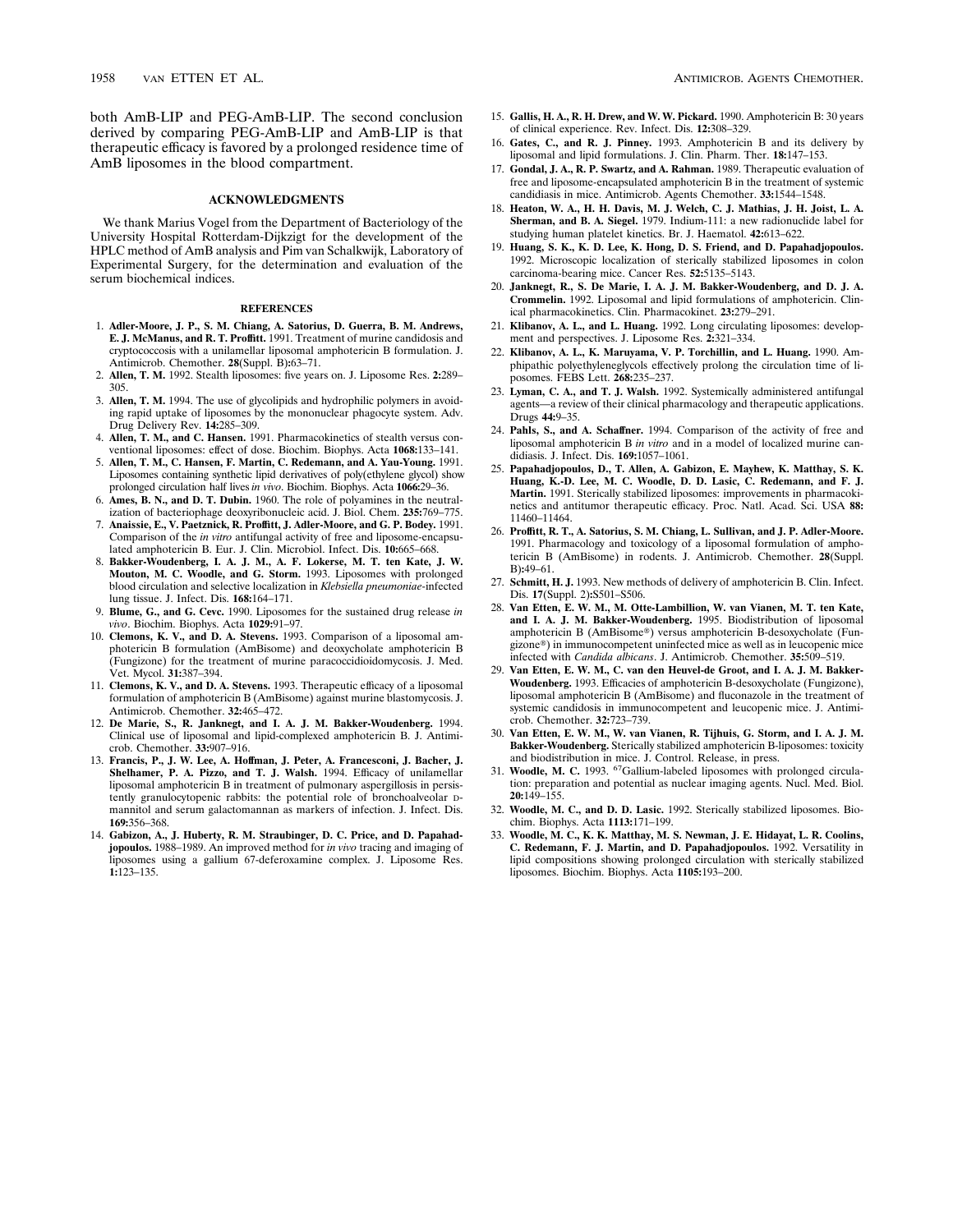both AmB-LIP and PEG-AmB-LIP. The second conclusion derived by comparing PEG-AmB-LIP and AmB-LIP is that therapeutic efficacy is favored by a prolonged residence time of AmB liposomes in the blood compartment.

## ACKNOWLEDGMENTS

We thank Marius Vogel from the Department of Bacteriology of the University Hospital Rotterdam-Dijkzigt for the development of the HPLC method of AmB analysis and Pim van Schalkwijk, Laboratory of Experimental Surgery, for the determination and evaluation of the serum biochemical indices.

## REFERENCES

1. **Adler-Moore, J. P., S. M. Chiang, A. Satorius, D. Guerra, B. M. Andrews, E. J. McManus, and R. T. Proffitt.** 1991. Treatment of murine candidosis and cryptococcosis with a unilamellar liposomal amphotericin B formulation. J. Antimicrob. Chemother. **28**(Suppl. B)**:**63–71.
2. **Allen, T. M.** 1992. Stealth liposomes: five years on. J. Liposome Res. **2:**289–305.
3. **Allen, T. M.** 1994. The use of glycolipids and hydrophilic polymers in avoiding rapid uptake of liposomes by the mononuclear phagocyte system. Adv. Drug Delivery Rev. **14:**285–309.
4. **Allen, T. M., and C. Hansen.** 1991. Pharmacokinetics of stealth versus conventional liposomes: effect of dose. Biochim. Biophys. Acta **1068:**133–141.
5. **Allen, T. M., C. Hansen, F. Martin, C. Redemann, and A. Yau-Young.** 1991. Liposomes containing synthetic lipid derivatives of poly(ethylene glycol) show prolonged circulation half lives *in vivo*. Biochim. Biophys. Acta **1066:**29–36.
6. **Ames, B. N., and D. T. Dubin.** 1960. The role of polyamines in the neutralization of bacteriophage deoxyribonucleic acid. J. Biol. Chem. **235:**769–775.
7. **Anaissie, E., V. Paetznick, R. Proffitt, J. Adler-Moore, and G. P. Bodey.** 1991. Comparison of the *in vitro* antifungal activity of free and liposome-encapsulated amphotericin B. Eur. J. Clin. Microbiol. Infect. Dis. **10:**665–668.
8. **Bakker-Woudenberg, I. A. J. M., A. F. Lokerse, M. T. ten Kate, J. W. Mouton, M. C. Woodle, and G. Storm.** 1993. Liposomes with prolonged blood circulation and selective localization in *Klebsiella pneumoniae*-infected lung tissue. J. Infect. Dis. **168:**164–171.
9. **Blume, G., and G. Cevc.** 1990. Liposomes for the sustained drug release *in vivo*. Biochim. Biophys. Acta **1029:**91–97.
10. **Clemons, K. V., and D. A. Stevens.** 1993. Comparison of a liposomal amphotericin B formulation (AmBisome) and deoxycholate amphotericin B (Fungizone) for the treatment of murine paracoccidioidomycosis. J. Med. Vet. Mycol. **31:**387–394.
11. **Clemons, K. V., and D. A. Stevens.** 1993. Therapeutic efficacy of a liposomal formulation of amphotericin B (AmBisome) against murine blastomycosis. J. Antimicrob. Chemother. **32:**465–472.
12. **De Marie, S., R. Janknegt, and I. A. J. M. Bakker-Woudenberg.** 1994. Clinical use of liposomal and lipid-complexed amphotericin B. J. Antimicrob. Chemother. **33:**907–916.
13. **Francis, P., J. W. Lee, A. Hoffman, J. Peter, A. Francesconi, J. Bacher, J. Shelhamer, P. A. Pizzo, and T. J. Walsh.** 1994. Efficacy of unilamellar liposomal amphotericin B in treatment of pulmonary aspergillosis in persistently granulocytopenic rabbits: the potential role of bronchoalveolar D-mannitol and serum galactomannan as markers of infection. J. Infect. Dis. **169:**356–368.
14. **Gabizon, A., J. Huberty, R. M. Straubinger, D. C. Price, and D. Papahadjopoulos.** 1988–1989. An improved method for *in vivo* tracing and imaging of liposomes using a gallium 67-deferoxamine complex. J. Liposome Res. **1:**123–135.
15. **Gallis, H. A., R. H. Drew, and W. W. Pickard.** 1990. Amphotericin B: 30 years of clinical experience. Rev. Infect. Dis. **12:**308–329.
16. **Gates, C., and R. J. Pinney.** 1993. Amphotericin B and its delivery by liposomal and lipid formulations. J. Clin. Pharm. Ther. **18:**147–153.
17. **Gondal, J. A., R. P. Swartz, and A. Rahman.** 1989. Therapeutic evaluation of free and liposome-encapsulated amphotericin B in the treatment of systemic candidiasis in mice. Antimicrob. Agents Chemother. **33:**1544–1548.
18. **Heaton, W. A., H. H. Davis, M. J. Welch, C. J. Mathias, J. H. Joist, L. A. Sherman, and B. A. Siegel.** 1979. Indium-111: a new radionuclide label for studying human platelet kinetics. Br. J. Haematol. **42:**613–622.
19. **Huang, S. K., K. D. Lee, K. Hong, D. S. Friend, and D. Papahadjopoulos.** 1992. Microscopic localization of sterically stabilized liposomes in colon carcinoma-bearing mice. Cancer Res. **52:**5135–5143.
20. **Janknegt, R., S. De Marie, I. A. J. M. Bakker-Woudenberg, and D. J. A. Crommelin.** 1992. Liposomal and lipid formulations of amphotericin. Clinical pharmacokinetics. Clin. Pharmacokinet. **23:**279–291.
21. **Klibanov, A. L., and L. Huang.** 1992. Long circulating liposomes: development and perspectives. J. Liposome Res. **2:**321–334.
22. **Klibanov, A. L., K. Maruyama, V. P. Torchillin, and L. Huang.** 1990. Amphipathic polyethyleneglycols effectively prolong the circulation time of liposomes. FEBS Lett. **268:**235–237.
23. **Lyman, C. A., and T. J. Walsh.** 1992. Systemically administered antifungal agents—a review of their clinical pharmacology and therapeutic applications. Drugs **44:**9–35.
24. **Pahls, S., and A. Schaffner.** 1994. Comparison of the activity of free and liposomal amphotericin B *in vitro* and in a model of localized murine candidiasis. J. Infect. Dis. **169:**1057–1061.
25. **Papahadjopoulos, D., T. Allen, A. Gabizon, E. Mayhew, K. Matthay, S. K. Huang, K.-D. Lee, M. C. Woodle, D. D. Lasic, C. Redemann, and F. J. Martin.** 1991. Sterically stabilized liposomes: improvements in pharmacokinetics and antitumor therapeutic efficacy. Proc. Natl. Acad. Sci. USA **88:** 11460–11464.
26. **Proffitt, R. T., A. Satorius, S. M. Chiang, L. Sullivan, and J. P. Adler-Moore.** 1991. Pharmacology and toxicology of a liposomal formulation of amphotericin B (AmBisome) in rodents. J. Antimicrob. Chemother. **28**(Suppl. B)**:**49–61.
27. **Schmitt, H. J.** 1993. New methods of delivery of amphotericin B. Clin. Infect. Dis. **17**(Suppl. 2)**:**S501–S506.
28. **Van Etten, E. W. M., M. Otte-Lambillion, W. van Vianen, M. T. ten Kate, and I. A. J. M. Bakker-Woudenberg.** 1995. Biodistribution of liposomal amphotericin B (AmBisome®) versus amphotericin B-desoxycholate (Fungizone®) in immunocompetent uninfected mice as well as in leucopenic mice infected with *Candida albicans*. J. Antimicrob. Chemother. **35:**509–519.
29. **Van Etten, E. W. M., C. van den Heuvel-de Groot, and I. A. J. M. Bakker-Woudenberg.** 1993. Efficacies of amphotericin B-desoxycholate (Fungizone), liposomal amphotericin B (AmBisome) and fluconazole in the treatment of systemic candidosis in immunocompetent and leucopenic mice. J. Antimicrob. Chemother. **32:**723–739.
30. **Van Etten, E. W. M., W. van Vianen, R. Tijhuis, G. Storm, and I. A. J. M. Bakker-Woudenberg.** Sterically stabilized amphotericin B-liposomes: toxicity and biodistribution in mice. J. Control. Release, in press.
31. **Woodle, M. C.** 1993. [67]Gallium-labeled liposomes with prolonged circulation: preparation and potential as nuclear imaging agents. Nucl. Med. Biol. **20:**149–155.
32. **Woodle, M. C., and D. D. Lasic.** 1992. Sterically stabilized liposomes. Biochim. Biophys. Acta **1113:**171–199.
33. **Woodle, M. C., K. K. Matthay, M. S. Newman, J. E. Hidayat, L. R. Coolins, C. Redemann, F. J. Martin, and D. Papahadjopoulos.** 1992. Versatility in lipid compositions showing prolonged circulation with sterically stabilized liposomes. Biochim. Biophys. Acta **1105:**193–200.